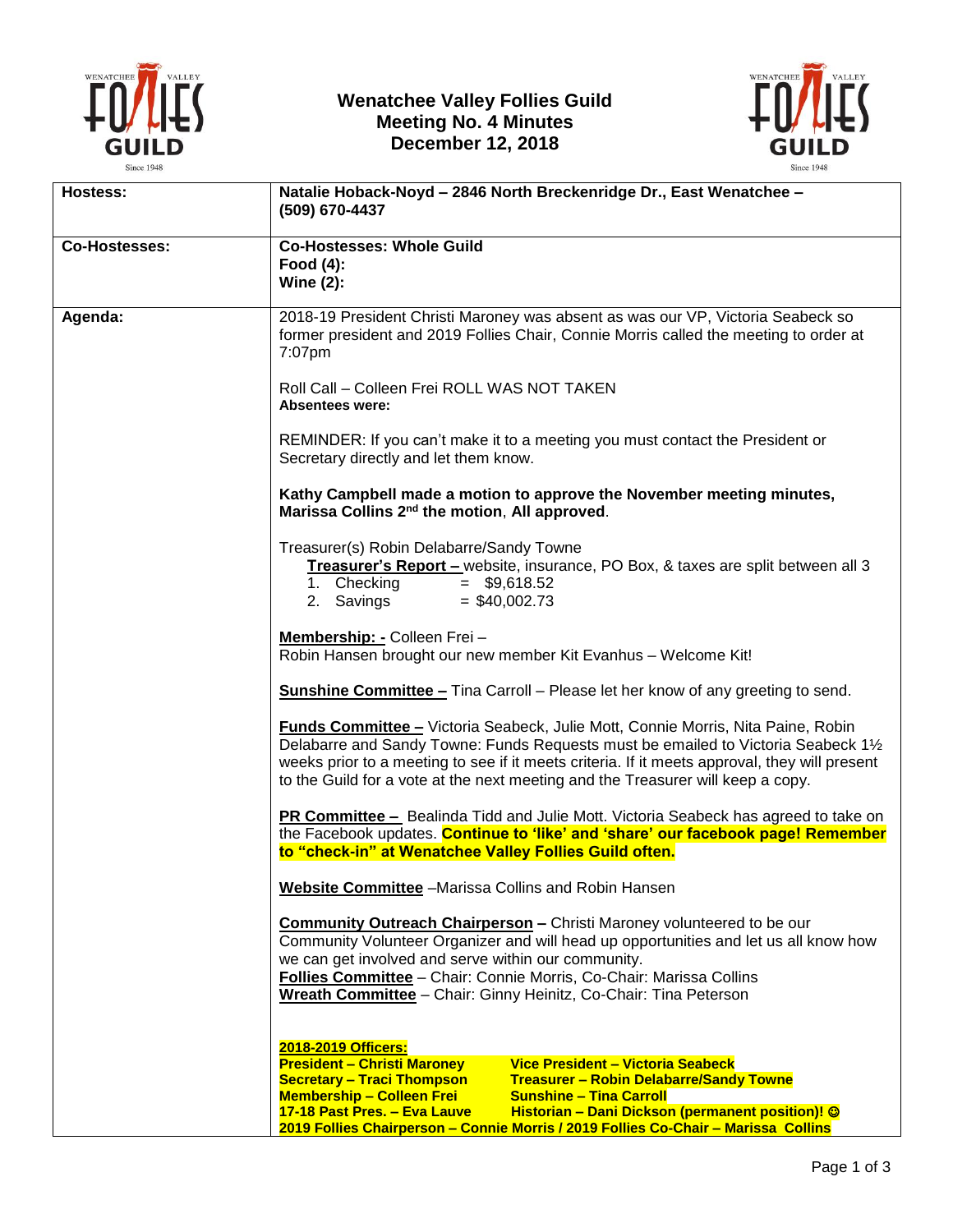# Wenatchee Valley Follies Guild
## Meeting No. 4 Minutes
## December 12, 2018

| | |
|---|---|
| **Hostess:** | **Natalie Hoback-Noyd – 2846 North Breckenridge Dr., East Wenatchee – (509) 670-4437** |
| **Co-Hostesses:** | **Co-Hostesses: Whole Guild**<br>**Food (4):**<br>**Wine (2):** |
| **Agenda:** | 2018-19 President Christi Maroney was absent as was our VP, Victoria Seabeck so former president and 2019 Follies Chair, Connie Morris called the meeting to order at 7:07pm<br><br>Roll Call – Colleen Frei ROLL WAS NOT TAKEN<br>**Absentees were:**<br><br>REMINDER: If you can't make it to a meeting you must contact the President or Secretary directly and let them know.<br><br>**Kathy Campbell made a motion to approve the November meeting minutes, Marissa Collins 2nd the motion**, **All approved**.<br><br>Treasurer(s) Robin Delabarre/Sandy Towne<br>**Treasurer's Report –** website, insurance, PO Box, & taxes are split between all 3<br>1. Checking = $9,618.52<br>2. Savings = $40,002.73<br><br>**Membership: -** Colleen Frei –<br>Robin Hansen brought our new member Kit Evanhus – Welcome Kit!<br><br>**Sunshine Committee –** Tina Carroll – Please let her know of any greeting to send.<br><br>**Funds Committee –** Victoria Seabeck, Julie Mott, Connie Morris, Nita Paine, Robin Delabarre and Sandy Towne: Funds Requests must be emailed to Victoria Seabeck 1½ weeks prior to a meeting to see if it meets criteria. If it meets approval, they will present to the Guild for a vote at the next meeting and the Treasurer will keep a copy.<br><br>**PR Committee –** Bealinda Tidd and Julie Mott. Victoria Seabeck has agreed to take on the Facebook updates. **Continue to 'like' and 'share' our facebook page! Remember to "check-in" at Wenatchee Valley Follies Guild often.**<br><br>**Website Committee** –Marissa Collins and Robin Hansen<br><br>**Community Outreach Chairperson –** Christi Maroney volunteered to be our Community Volunteer Organizer and will head up opportunities and let us all know how we can get involved and serve within our community.<br>**Follies Committee** – Chair: Connie Morris, Co-Chair: Marissa Collins<br>**Wreath Committee** – Chair: Ginny Heinitz, Co-Chair: Tina Peterson<br><br>**2018-2019 Officers:**<br>**President – Christi Maroney** **Vice President – Victoria Seabeck**<br>**Secretary – Traci Thompson** **Treasurer – Robin Delabarre/Sandy Towne**<br>**Membership – Colleen Frei** **Sunshine – Tina Carroll**<br>**17-18 Past Pres. – Eva Lauve** **Historian – Dani Dickson (permanent position)! ☺**<br>**2019 Follies Chairperson – Connie Morris / 2019 Follies Co-Chair – Marissa Collins** |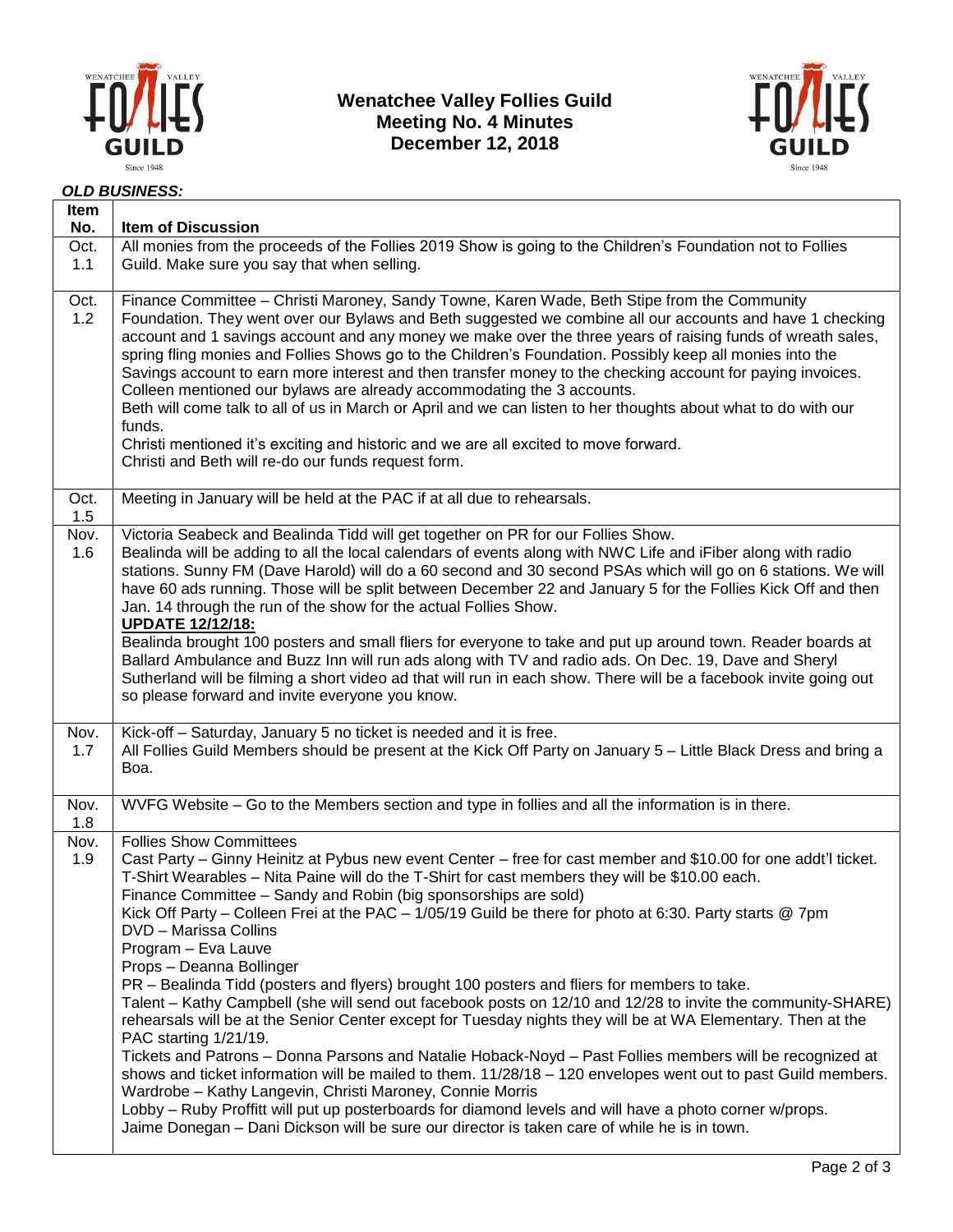# Wenatchee Valley Follies Guild
## Meeting No. 4 Minutes
## December 12, 2018

***OLD BUSINESS:***

| Item No. | Item of Discussion |
|---|---|
| Oct. 1.1 | All monies from the proceeds of the Follies 2019 Show is going to the Children's Foundation not to Follies Guild. Make sure you say that when selling. |
| Oct. 1.2 | Finance Committee – Christi Maroney, Sandy Towne, Karen Wade, Beth Stipe from the Community Foundation. They went over our Bylaws and Beth suggested we combine all our accounts and have 1 checking account and 1 savings account and any money we make over the three years of raising funds of wreath sales, spring fling monies and Follies Shows go to the Children's Foundation. Possibly keep all monies into the Savings account to earn more interest and then transfer money to the checking account for paying invoices. Colleen mentioned our bylaws are already accommodating the 3 accounts.<br>Beth will come talk to all of us in March or April and we can listen to her thoughts about what to do with our funds.<br>Christi mentioned it's exciting and historic and we are all excited to move forward.<br>Christi and Beth will re-do our funds request form. |
| Oct. 1.5 | Meeting in January will be held at the PAC if at all due to rehearsals. |
| Nov. 1.6 | Victoria Seabeck and Bealinda Tidd will get together on PR for our Follies Show.<br>Bealinda will be adding to all the local calendars of events along with NWC Life and iFiber along with radio stations. Sunny FM (Dave Harold) will do a 60 second and 30 second PSAs which will go on 6 stations. We will have 60 ads running. Those will be split between December 22 and January 5 for the Follies Kick Off and then Jan. 14 through the run of the show for the actual Follies Show.<br>**<u>UPDATE 12/12/18:</u>**<br>Bealinda brought 100 posters and small fliers for everyone to take and put up around town. Reader boards at Ballard Ambulance and Buzz Inn will run ads along with TV and radio ads. On Dec. 19, Dave and Sheryl Sutherland will be filming a short video ad that will run in each show. There will be a facebook invite going out so please forward and invite everyone you know. |
| Nov. 1.7 | Kick-off – Saturday, January 5 no ticket is needed and it is free.<br>All Follies Guild Members should be present at the Kick Off Party on January 5 – Little Black Dress and bring a Boa. |
| Nov. 1.8 | WVFG Website – Go to the Members section and type in follies and all the information is in there. |
| Nov. 1.9 | Follies Show Committees<br>Cast Party – Ginny Heinitz at Pybus new event Center – free for cast member and $10.00 for one addt'l ticket.<br>T-Shirt Wearables – Nita Paine will do the T-Shirt for cast members they will be $10.00 each.<br>Finance Committee – Sandy and Robin (big sponsorships are sold)<br>Kick Off Party – Colleen Frei at the PAC – 1/05/19 Guild be there for photo at 6:30. Party starts @ 7pm<br>DVD – Marissa Collins<br>Program – Eva Lauve<br>Props – Deanna Bollinger<br>PR – Bealinda Tidd (posters and flyers) brought 100 posters and fliers for members to take.<br>Talent – Kathy Campbell (she will send out facebook posts on 12/10 and 12/28 to invite the community-SHARE) rehearsals will be at the Senior Center except for Tuesday nights they will be at WA Elementary. Then at the PAC starting 1/21/19.<br>Tickets and Patrons – Donna Parsons and Natalie Hoback-Noyd – Past Follies members will be recognized at shows and ticket information will be mailed to them. 11/28/18 – 120 envelopes went out to past Guild members.<br>Wardrobe – Kathy Langevin, Christi Maroney, Connie Morris<br>Lobby – Ruby Proffitt will put up posterboards for diamond levels and will have a photo corner w/props.<br>Jaime Donegan – Dani Dickson will be sure our director is taken care of while he is in town. |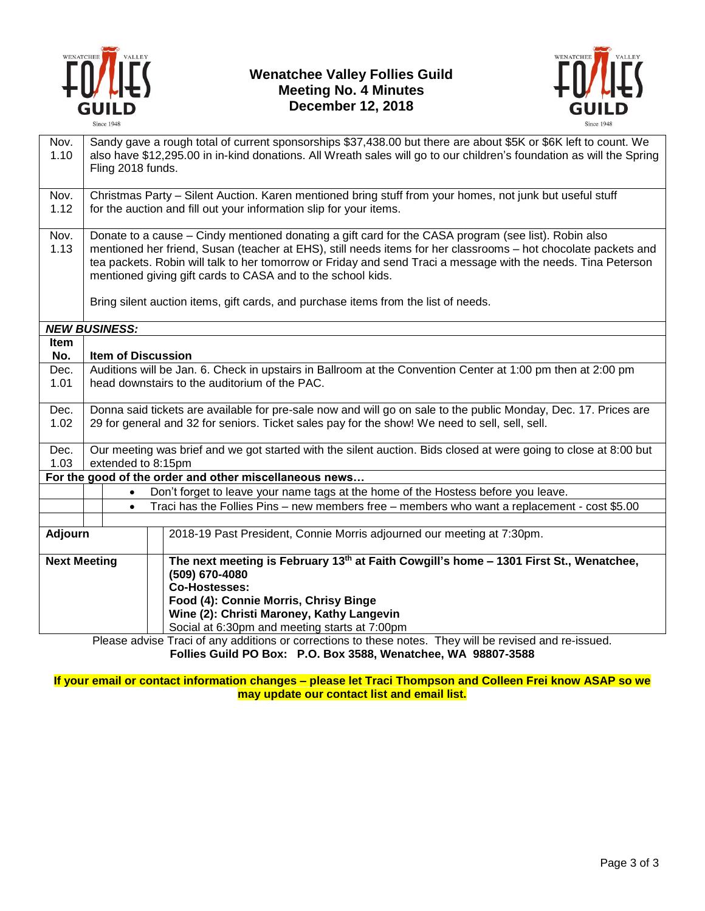**Wenatchee Valley Follies Guild**
**Meeting No. 4 Minutes**
**December 12, 2018**

| | |
|---|---|
| Nov. 1.10 | Sandy gave a rough total of current sponsorships $37,438.00 but there are about $5K or $6K left to count. We also have $12,295.00 in in-kind donations. All Wreath sales will go to our children's foundation as will the Spring Fling 2018 funds. |
| Nov. 1.12 | Christmas Party – Silent Auction. Karen mentioned bring stuff from your homes, not junk but useful stuff for the auction and fill out your information slip for your items. |
| Nov. 1.13 | Donate to a cause – Cindy mentioned donating a gift card for the CASA program (see list). Robin also mentioned her friend, Susan (teacher at EHS), still needs items for her classrooms – hot chocolate packets and tea packets. Robin will talk to her tomorrow or Friday and send Traci a message with the needs. Tina Peterson mentioned giving gift cards to CASA and to the school kids.<br><br>Bring silent auction items, gift cards, and purchase items from the list of needs. |

***NEW BUSINESS:***

| **Item No.** | **Item of Discussion** |
|---|---|
| Dec. 1.01 | Auditions will be Jan. 6. Check in upstairs in Ballroom at the Convention Center at 1:00 pm then at 2:00 pm head downstairs to the auditorium of the PAC. |
| Dec. 1.02 | Donna said tickets are available for pre-sale now and will go on sale to the public Monday, Dec. 17. Prices are 29 for general and 32 for seniors. Ticket sales pay for the show! We need to sell, sell, sell. |
| Dec. 1.03 | Our meeting was brief and we got started with the silent auction. Bids closed at were going to close at 8:00 but extended to 8:15pm |

**For the good of the order and other miscellaneous news…**

- Don't forget to leave your name tags at the home of the Hostess before you leave.
- Traci has the Follies Pins – new members free – members who want a replacement - cost $5.00

| | |
|---|---|
| **Adjourn** | 2018-19 Past President, Connie Morris adjourned our meeting at 7:30pm. |
| **Next Meeting** | **The next meeting is February 13th at Faith Cowgill's home – 1301 First St., Wenatchee, (509) 670-4080**<br>**Co-Hostesses:**<br>**Food (4): Connie Morris, Chrisy Binge**<br>**Wine (2): Christi Maroney, Kathy Langevin**<br>Social at 6:30pm and meeting starts at 7:00pm |

Please advise Traci of any additions or corrections to these notes. They will be revised and re-issued.
**Follies Guild PO Box: P.O. Box 3588, Wenatchee, WA 98807-3588**

**If your email or contact information changes – please let Traci Thompson and Colleen Frei know ASAP so we may update our contact list and email list.**